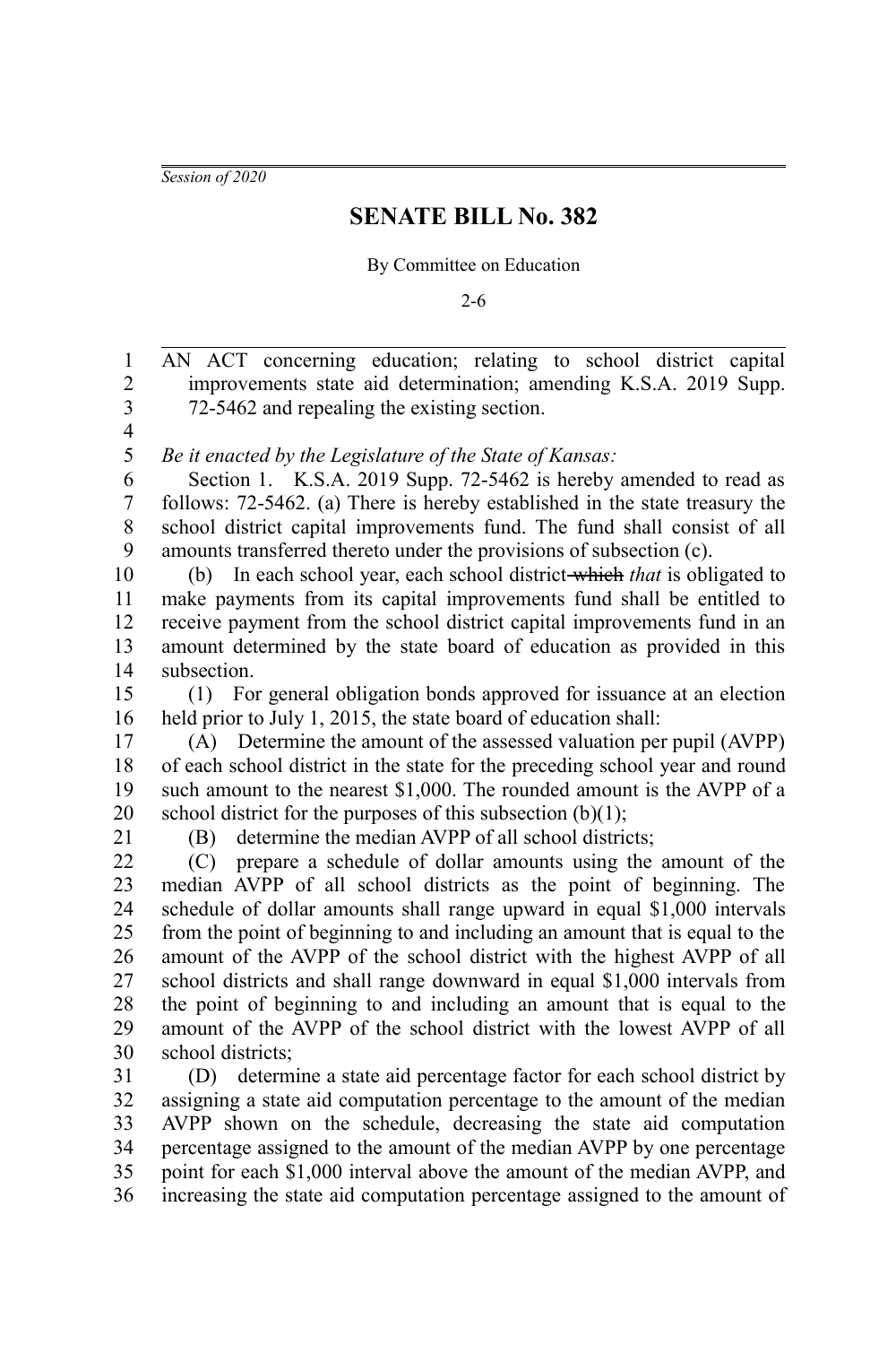*Session of 2020*

# SENATE BILL No. 382

By Committee on Education

2-6

AN ACT concerning education; relating to school district capital improvements state aid determination; amending K.S.A. 2019 Supp. 72-5462 and repealing the existing section.

*Be it enacted by the Legislature of the State of Kansas:*

Section 1. K.S.A. 2019 Supp. 72-5462 is hereby amended to read as follows: 72-5462. (a) There is hereby established in the state treasury the school district capital improvements fund. The fund shall consist of all amounts transferred thereto under the provisions of subsection (c).

(b) In each school year, each school district ~~which~~ *that* is obligated to make payments from its capital improvements fund shall be entitled to receive payment from the school district capital improvements fund in an amount determined by the state board of education as provided in this subsection.

(1) For general obligation bonds approved for issuance at an election held prior to July 1, 2015, the state board of education shall:

(A) Determine the amount of the assessed valuation per pupil (AVPP) of each school district in the state for the preceding school year and round such amount to the nearest $1,000. The rounded amount is the AVPP of a school district for the purposes of this subsection (b)(1);

(B) determine the median AVPP of all school districts;

(C) prepare a schedule of dollar amounts using the amount of the median AVPP of all school districts as the point of beginning. The schedule of dollar amounts shall range upward in equal $1,000 intervals from the point of beginning to and including an amount that is equal to the amount of the AVPP of the school district with the highest AVPP of all school districts and shall range downward in equal $1,000 intervals from the point of beginning to and including an amount that is equal to the amount of the AVPP of the school district with the lowest AVPP of all school districts;

(D) determine a state aid percentage factor for each school district by assigning a state aid computation percentage to the amount of the median AVPP shown on the schedule, decreasing the state aid computation percentage assigned to the amount of the median AVPP by one percentage point for each $1,000 interval above the amount of the median AVPP, and increasing the state aid computation percentage assigned to the amount of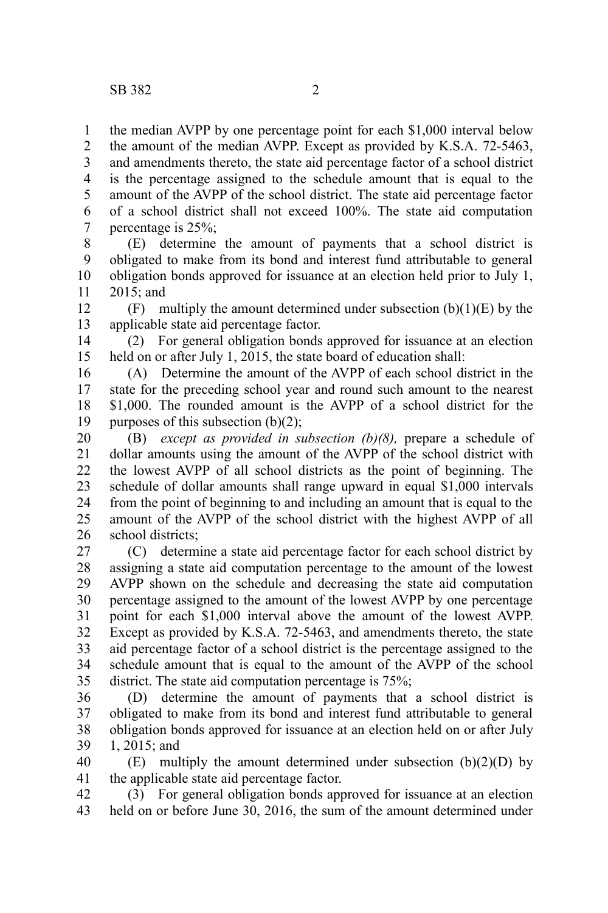the median AVPP by one percentage point for each $1,000 interval below the amount of the median AVPP. Except as provided by K.S.A. 72-5463, and amendments thereto, the state aid percentage factor of a school district is the percentage assigned to the schedule amount that is equal to the amount of the AVPP of the school district. The state aid percentage factor of a school district shall not exceed 100%. The state aid computation percentage is 25%;

(E) determine the amount of payments that a school district is obligated to make from its bond and interest fund attributable to general obligation bonds approved for issuance at an election held prior to July 1, 2015; and

(F) multiply the amount determined under subsection (b)(1)(E) by the applicable state aid percentage factor.

(2) For general obligation bonds approved for issuance at an election held on or after July 1, 2015, the state board of education shall:

(A) Determine the amount of the AVPP of each school district in the state for the preceding school year and round such amount to the nearest $1,000. The rounded amount is the AVPP of a school district for the purposes of this subsection (b)(2);

(B) *except as provided in subsection (b)(8),* prepare a schedule of dollar amounts using the amount of the AVPP of the school district with the lowest AVPP of all school districts as the point of beginning. The schedule of dollar amounts shall range upward in equal $1,000 intervals from the point of beginning to and including an amount that is equal to the amount of the AVPP of the school district with the highest AVPP of all school districts;

(C) determine a state aid percentage factor for each school district by assigning a state aid computation percentage to the amount of the lowest AVPP shown on the schedule and decreasing the state aid computation percentage assigned to the amount of the lowest AVPP by one percentage point for each $1,000 interval above the amount of the lowest AVPP. Except as provided by K.S.A. 72-5463, and amendments thereto, the state aid percentage factor of a school district is the percentage assigned to the schedule amount that is equal to the amount of the AVPP of the school district. The state aid computation percentage is 75%;

(D) determine the amount of payments that a school district is obligated to make from its bond and interest fund attributable to general obligation bonds approved for issuance at an election held on or after July 1, 2015; and

(E) multiply the amount determined under subsection (b)(2)(D) by the applicable state aid percentage factor.

(3) For general obligation bonds approved for issuance at an election held on or before June 30, 2016, the sum of the amount determined under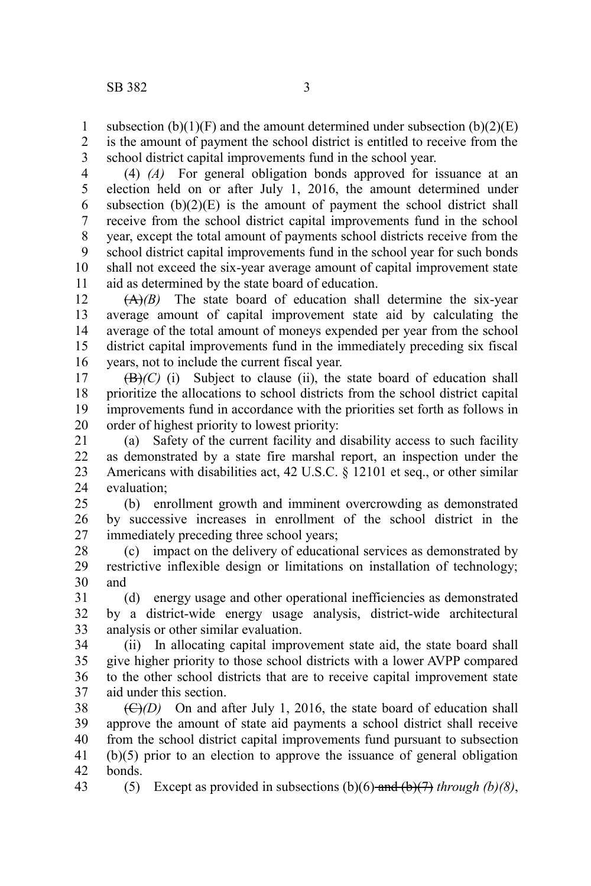subsection (b)(1)(F) and the amount determined under subsection (b)(2)(E) is the amount of payment the school district is entitled to receive from the school district capital improvements fund in the school year.

(4) *(A)* For general obligation bonds approved for issuance at an election held on or after July 1, 2016, the amount determined under subsection (b)(2)(E) is the amount of payment the school district shall receive from the school district capital improvements fund in the school year, except the total amount of payments school districts receive from the school district capital improvements fund in the school year for such bonds shall not exceed the six-year average amount of capital improvement state aid as determined by the state board of education.

~~(A)~~*(B)* The state board of education shall determine the six-year average amount of capital improvement state aid by calculating the average of the total amount of moneys expended per year from the school district capital improvements fund in the immediately preceding six fiscal years, not to include the current fiscal year.

~~(B)~~*(C)* (i) Subject to clause (ii), the state board of education shall prioritize the allocations to school districts from the school district capital improvements fund in accordance with the priorities set forth as follows in order of highest priority to lowest priority:

(a) Safety of the current facility and disability access to such facility as demonstrated by a state fire marshal report, an inspection under the Americans with disabilities act, 42 U.S.C. § 12101 et seq., or other similar evaluation;

(b) enrollment growth and imminent overcrowding as demonstrated by successive increases in enrollment of the school district in the immediately preceding three school years;

(c) impact on the delivery of educational services as demonstrated by restrictive inflexible design or limitations on installation of technology; and

(d) energy usage and other operational inefficiencies as demonstrated by a district-wide energy usage analysis, district-wide architectural analysis or other similar evaluation.

(ii) In allocating capital improvement state aid, the state board shall give higher priority to those school districts with a lower AVPP compared to the other school districts that are to receive capital improvement state aid under this section.

~~(C)~~*(D)* On and after July 1, 2016, the state board of education shall approve the amount of state aid payments a school district shall receive from the school district capital improvements fund pursuant to subsection (b)(5) prior to an election to approve the issuance of general obligation bonds.

(5) Except as provided in subsections (b)(6) ~~and (b)(7)~~ *through (b)(8)*,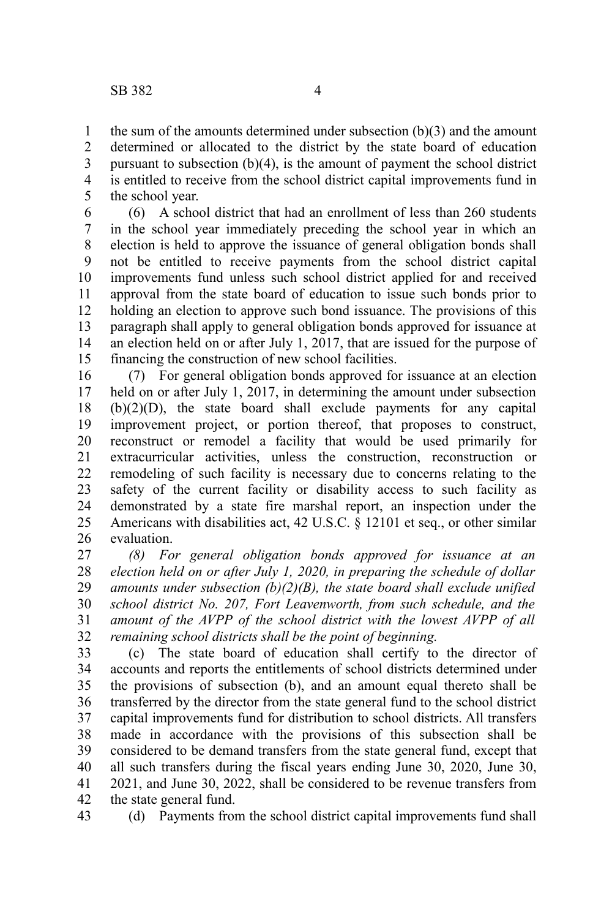the sum of the amounts determined under subsection (b)(3) and the amount determined or allocated to the district by the state board of education pursuant to subsection (b)(4), is the amount of payment the school district is entitled to receive from the school district capital improvements fund in the school year.

(6) A school district that had an enrollment of less than 260 students in the school year immediately preceding the school year in which an election is held to approve the issuance of general obligation bonds shall not be entitled to receive payments from the school district capital improvements fund unless such school district applied for and received approval from the state board of education to issue such bonds prior to holding an election to approve such bond issuance. The provisions of this paragraph shall apply to general obligation bonds approved for issuance at an election held on or after July 1, 2017, that are issued for the purpose of financing the construction of new school facilities.

(7) For general obligation bonds approved for issuance at an election held on or after July 1, 2017, in determining the amount under subsection (b)(2)(D), the state board shall exclude payments for any capital improvement project, or portion thereof, that proposes to construct, reconstruct or remodel a facility that would be used primarily for extracurricular activities, unless the construction, reconstruction or remodeling of such facility is necessary due to concerns relating to the safety of the current facility or disability access to such facility as demonstrated by a state fire marshal report, an inspection under the Americans with disabilities act, 42 U.S.C. § 12101 et seq., or other similar evaluation.

*(8) For general obligation bonds approved for issuance at an election held on or after July 1, 2020, in preparing the schedule of dollar amounts under subsection (b)(2)(B), the state board shall exclude unified school district No. 207, Fort Leavenworth, from such schedule, and the amount of the AVPP of the school district with the lowest AVPP of all remaining school districts shall be the point of beginning.*

(c) The state board of education shall certify to the director of accounts and reports the entitlements of school districts determined under the provisions of subsection (b), and an amount equal thereto shall be transferred by the director from the state general fund to the school district capital improvements fund for distribution to school districts. All transfers made in accordance with the provisions of this subsection shall be considered to be demand transfers from the state general fund, except that all such transfers during the fiscal years ending June 30, 2020, June 30, 2021, and June 30, 2022, shall be considered to be revenue transfers from the state general fund.

(d) Payments from the school district capital improvements fund shall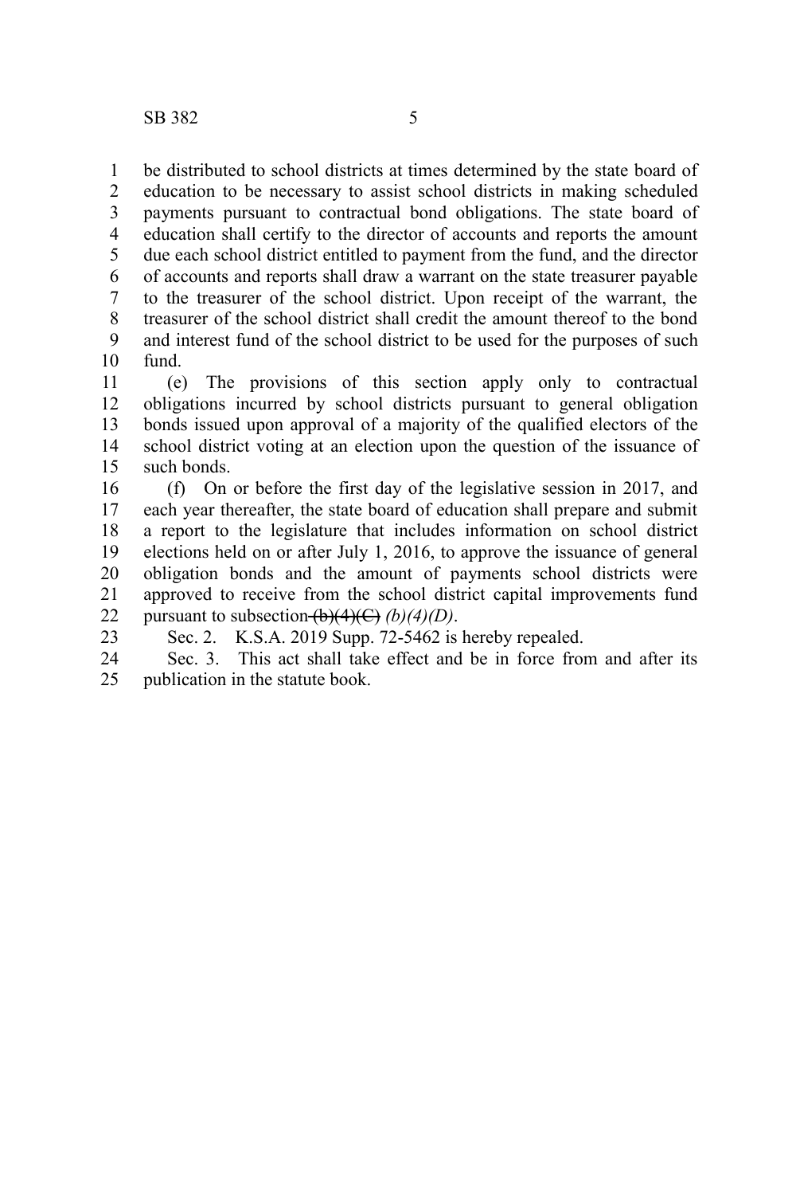be distributed to school districts at times determined by the state board of education to be necessary to assist school districts in making scheduled payments pursuant to contractual bond obligations. The state board of education shall certify to the director of accounts and reports the amount due each school district entitled to payment from the fund, and the director of accounts and reports shall draw a warrant on the state treasurer payable to the treasurer of the school district. Upon receipt of the warrant, the treasurer of the school district shall credit the amount thereof to the bond and interest fund of the school district to be used for the purposes of such fund.

(e) The provisions of this section apply only to contractual obligations incurred by school districts pursuant to general obligation bonds issued upon approval of a majority of the qualified electors of the school district voting at an election upon the question of the issuance of such bonds.

(f) On or before the first day of the legislative session in 2017, and each year thereafter, the state board of education shall prepare and submit a report to the legislature that includes information on school district elections held on or after July 1, 2016, to approve the issuance of general obligation bonds and the amount of payments school districts were approved to receive from the school district capital improvements fund pursuant to subsection ~~(b)(4)(C)~~ *(b)(4)(D)*.

Sec. 2. K.S.A. 2019 Supp. 72-5462 is hereby repealed.

Sec. 3. This act shall take effect and be in force from and after its publication in the statute book.